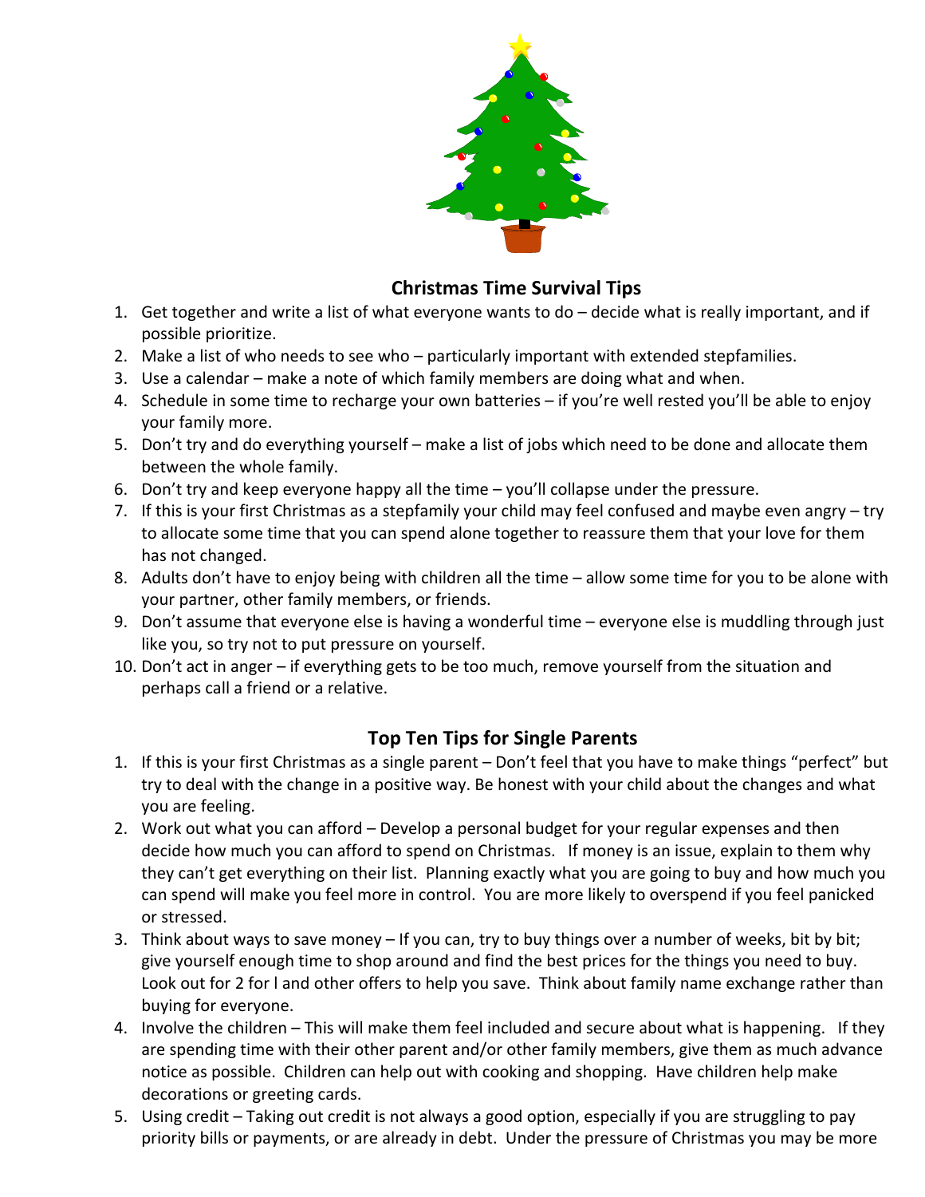## Christmas Time Survival Tips

1. Get together and write a list of what everyone wants to do – decide what is really important, and if possible prioritize.
2. Make a list of who needs to see who – particularly important with extended stepfamilies.
3. Use a calendar – make a note of which family members are doing what and when.
4. Schedule in some time to recharge your own batteries – if you're well rested you'll be able to enjoy your family more.
5. Don't try and do everything yourself – make a list of jobs which need to be done and allocate them between the whole family.
6. Don't try and keep everyone happy all the time – you'll collapse under the pressure.
7. If this is your first Christmas as a stepfamily your child may feel confused and maybe even angry – try to allocate some time that you can spend alone together to reassure them that your love for them has not changed.
8. Adults don't have to enjoy being with children all the time – allow some time for you to be alone with your partner, other family members, or friends.
9. Don't assume that everyone else is having a wonderful time – everyone else is muddling through just like you, so try not to put pressure on yourself.
10. Don't act in anger – if everything gets to be too much, remove yourself from the situation and perhaps call a friend or a relative.

## Top Ten Tips for Single Parents

1. If this is your first Christmas as a single parent – Don't feel that you have to make things "perfect" but try to deal with the change in a positive way. Be honest with your child about the changes and what you are feeling.
2. Work out what you can afford – Develop a personal budget for your regular expenses and then decide how much you can afford to spend on Christmas. If money is an issue, explain to them why they can't get everything on their list. Planning exactly what you are going to buy and how much you can spend will make you feel more in control. You are more likely to overspend if you feel panicked or stressed.
3. Think about ways to save money – If you can, try to buy things over a number of weeks, bit by bit; give yourself enough time to shop around and find the best prices for the things you need to buy. Look out for 2 for l and other offers to help you save. Think about family name exchange rather than buying for everyone.
4. Involve the children – This will make them feel included and secure about what is happening. If they are spending time with their other parent and/or other family members, give them as much advance notice as possible. Children can help out with cooking and shopping. Have children help make decorations or greeting cards.
5. Using credit – Taking out credit is not always a good option, especially if you are struggling to pay priority bills or payments, or are already in debt. Under the pressure of Christmas you may be more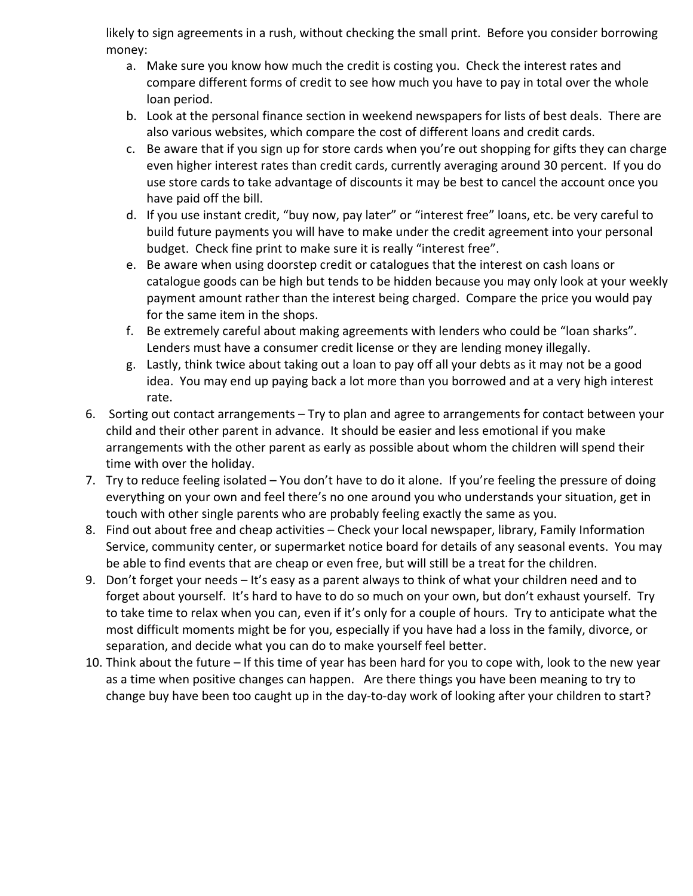likely to sign agreements in a rush, without checking the small print. Before you consider borrowing money:

a. Make sure you know how much the credit is costing you. Check the interest rates and compare different forms of credit to see how much you have to pay in total over the whole loan period.
b. Look at the personal finance section in weekend newspapers for lists of best deals. There are also various websites, which compare the cost of different loans and credit cards.
c. Be aware that if you sign up for store cards when you're out shopping for gifts they can charge even higher interest rates than credit cards, currently averaging around 30 percent. If you do use store cards to take advantage of discounts it may be best to cancel the account once you have paid off the bill.
d. If you use instant credit, "buy now, pay later" or "interest free" loans, etc. be very careful to build future payments you will have to make under the credit agreement into your personal budget. Check fine print to make sure it is really "interest free".
e. Be aware when using doorstep credit or catalogues that the interest on cash loans or catalogue goods can be high but tends to be hidden because you may only look at your weekly payment amount rather than the interest being charged. Compare the price you would pay for the same item in the shops.
f. Be extremely careful about making agreements with lenders who could be "loan sharks". Lenders must have a consumer credit license or they are lending money illegally.
g. Lastly, think twice about taking out a loan to pay off all your debts as it may not be a good idea. You may end up paying back a lot more than you borrowed and at a very high interest rate.

6. Sorting out contact arrangements – Try to plan and agree to arrangements for contact between your child and their other parent in advance. It should be easier and less emotional if you make arrangements with the other parent as early as possible about whom the children will spend their time with over the holiday.
7. Try to reduce feeling isolated – You don't have to do it alone. If you're feeling the pressure of doing everything on your own and feel there's no one around you who understands your situation, get in touch with other single parents who are probably feeling exactly the same as you.
8. Find out about free and cheap activities – Check your local newspaper, library, Family Information Service, community center, or supermarket notice board for details of any seasonal events. You may be able to find events that are cheap or even free, but will still be a treat for the children.
9. Don't forget your needs – It's easy as a parent always to think of what your children need and to forget about yourself. It's hard to have to do so much on your own, but don't exhaust yourself. Try to take time to relax when you can, even if it's only for a couple of hours. Try to anticipate what the most difficult moments might be for you, especially if you have had a loss in the family, divorce, or separation, and decide what you can do to make yourself feel better.
10. Think about the future – If this time of year has been hard for you to cope with, look to the new year as a time when positive changes can happen. Are there things you have been meaning to try to change buy have been too caught up in the day-to-day work of looking after your children to start?